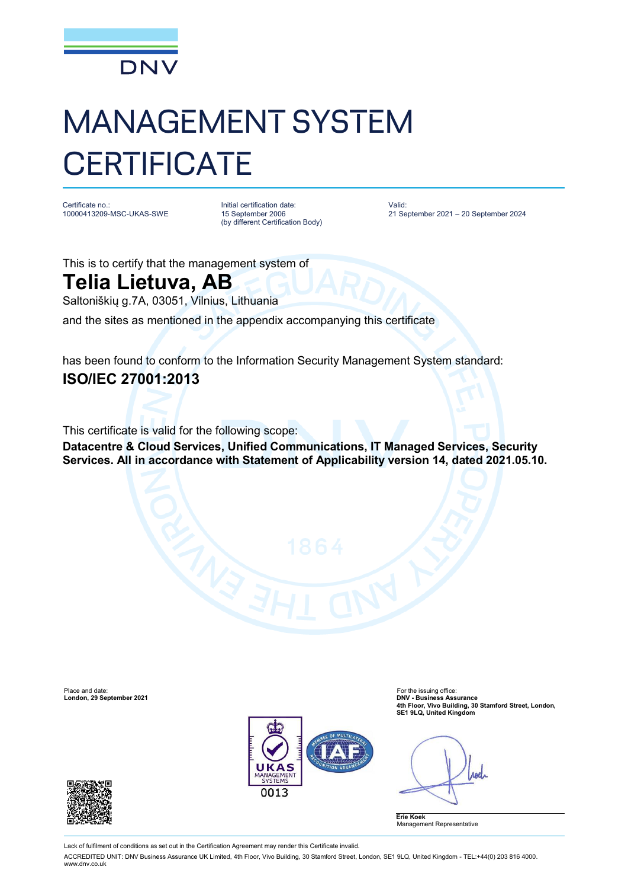DNV

# MANAGEMENT SYSTEM CERTIFICATE

Certificate no.:
10000413209-MSC-UKAS-SWE

Initial certification date:
15 September 2006
(by different Certification Body)

Valid:
21 September 2021 – 20 September 2024

This is to certify that the management system of

## Telia Lietuva, AB

Saltoniškių g.7A, 03051, Vilnius, Lithuania

and the sites as mentioned in the appendix accompanying this certificate

has been found to conform to the Information Security Management System standard:

**ISO/IEC 27001:2013**

This certificate is valid for the following scope:

**Datacentre & Cloud Services, Unified Communications, IT Managed Services, Security Services. All in accordance with Statement of Applicability version 14, dated 2021.05.10.**

Place and date:
**London, 29 September 2021**

For the issuing office:
**DNV - Business Assurance**
**4th Floor, Vivo Building, 30 Stamford Street, London, SE1 9LQ, United Kingdom**

UKAS MANAGEMENT SYSTEMS 0013

**Erie Koek**
Management Representative

Lack of fulfilment of conditions as set out in the Certification Agreement may render this Certificate invalid.

ACCREDITED UNIT: DNV Business Assurance UK Limited, 4th Floor, Vivo Building, 30 Stamford Street, London, SE1 9LQ, United Kingdom - TEL:+44(0) 203 816 4000. www.dnv.co.uk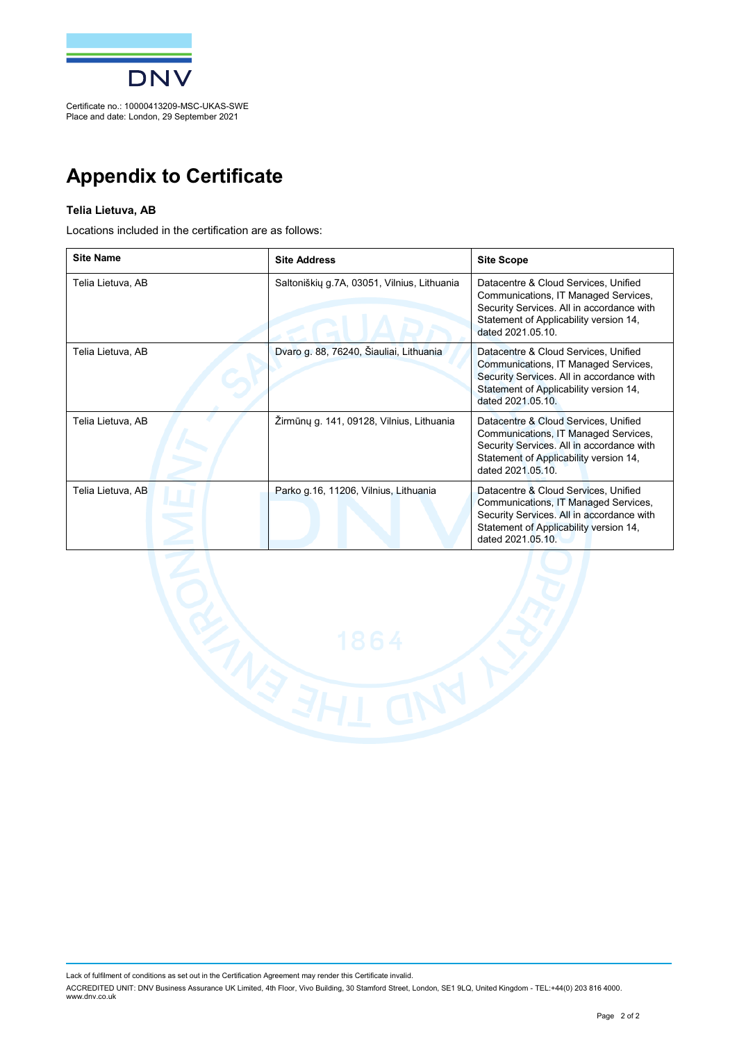Certificate no.: 10000413209-MSC-UKAS-SWE
Place and date: London, 29 September 2021

# Appendix to Certificate

**Telia Lietuva, AB**

Locations included in the certification are as follows:

| Site Name | Site Address | Site Scope |
|---|---|---|
| Telia Lietuva, AB | Saltoniškių g.7A, 03051, Vilnius, Lithuania | Datacentre & Cloud Services, Unified Communications, IT Managed Services, Security Services. All in accordance with Statement of Applicability version 14, dated 2021.05.10. |
| Telia Lietuva, AB | Dvaro g. 88, 76240, Šiauliai, Lithuania | Datacentre & Cloud Services, Unified Communications, IT Managed Services, Security Services. All in accordance with Statement of Applicability version 14, dated 2021.05.10. |
| Telia Lietuva, AB | Žirmūnų g. 141, 09128, Vilnius, Lithuania | Datacentre & Cloud Services, Unified Communications, IT Managed Services, Security Services. All in accordance with Statement of Applicability version 14, dated 2021.05.10. |
| Telia Lietuva, AB | Parko g.16, 11206, Vilnius, Lithuania | Datacentre & Cloud Services, Unified Communications, IT Managed Services, Security Services. All in accordance with Statement of Applicability version 14, dated 2021.05.10. |

Lack of fulfilment of conditions as set out in the Certification Agreement may render this Certificate invalid.

ACCREDITED UNIT: DNV Business Assurance UK Limited, 4th Floor, Vivo Building, 30 Stamford Street, London, SE1 9LQ, United Kingdom - TEL:+44(0) 203 816 4000. www.dnv.co.uk